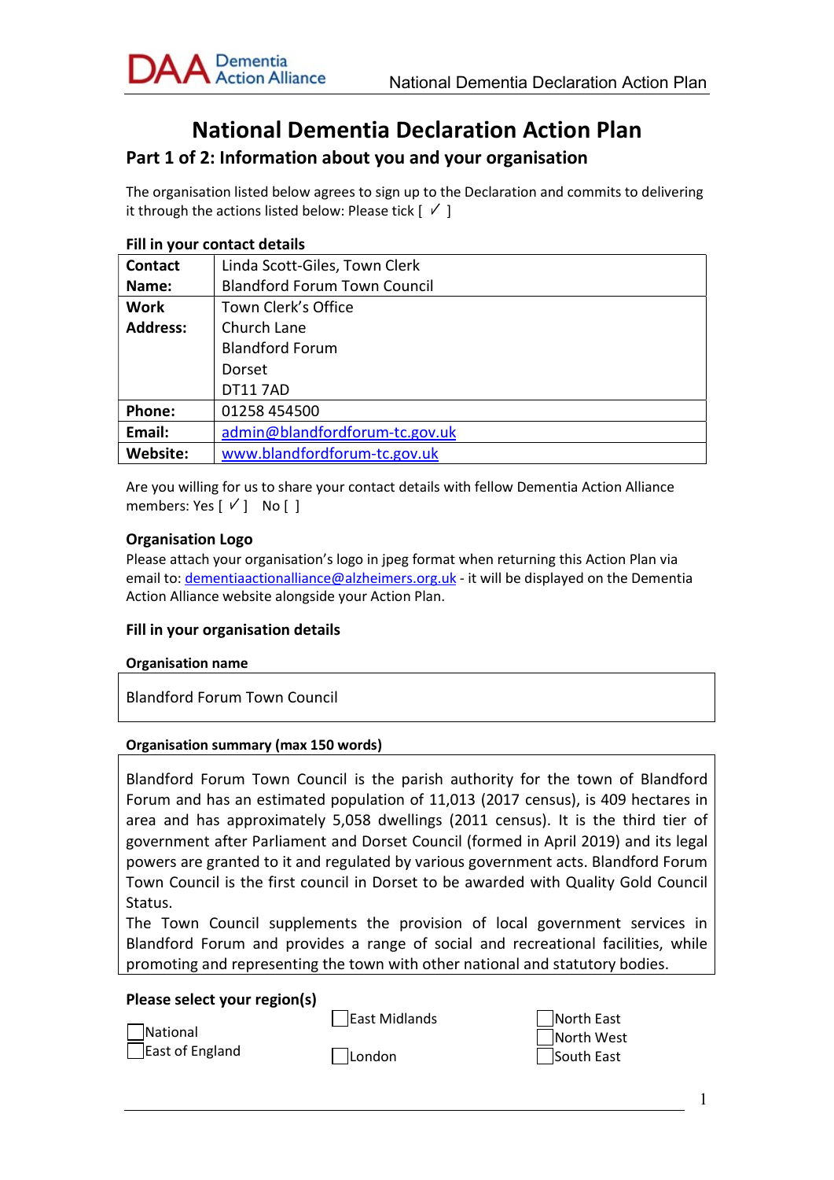# National Dementia Declaration Action Plan

## Part 1 of 2: Information about you and your organisation

The organisation listed below agrees to sign up to the Declaration and commits to delivering it through the actions listed below: Please tick [ ✓ ]

### Fill in your contact details

| | |
|---|---|
| **Contact Name:** | Linda Scott-Giles, Town Clerk<br>Blandford Forum Town Council |
| **Work Address:** | Town Clerk's Office<br>Church Lane<br>Blandford Forum<br>Dorset<br>DT11 7AD |
| **Phone:** | 01258 454500 |
| **Email:** | admin@blandfordforum-tc.gov.uk |
| **Website:** | www.blandfordforum-tc.gov.uk |

Are you willing for us to share your contact details with fellow Dementia Action Alliance members: Yes [ ✓ ]   No [ ]

### Organisation Logo

Please attach your organisation's logo in jpeg format when returning this Action Plan via email to: dementiaactionalliance@alzheimers.org.uk - it will be displayed on the Dementia Action Alliance website alongside your Action Plan.

### Fill in your organisation details

**Organisation name**

Blandford Forum Town Council

**Organisation summary (max 150 words)**

Blandford Forum Town Council is the parish authority for the town of Blandford Forum and has an estimated population of 11,013 (2017 census), is 409 hectares in area and has approximately 5,058 dwellings (2011 census). It is the third tier of government after Parliament and Dorset Council (formed in April 2019) and its legal powers are granted to it and regulated by various government acts. Blandford Forum Town Council is the first council in Dorset to be awarded with Quality Gold Council Status.

The Town Council supplements the provision of local government services in Blandford Forum and provides a range of social and recreational facilities, while promoting and representing the town with other national and statutory bodies.

### Please select your region(s)

- [ ] National
- [ ] East of England
- [ ] East Midlands
- [ ] London
- [ ] North East
- [ ] North West
- [ ] South East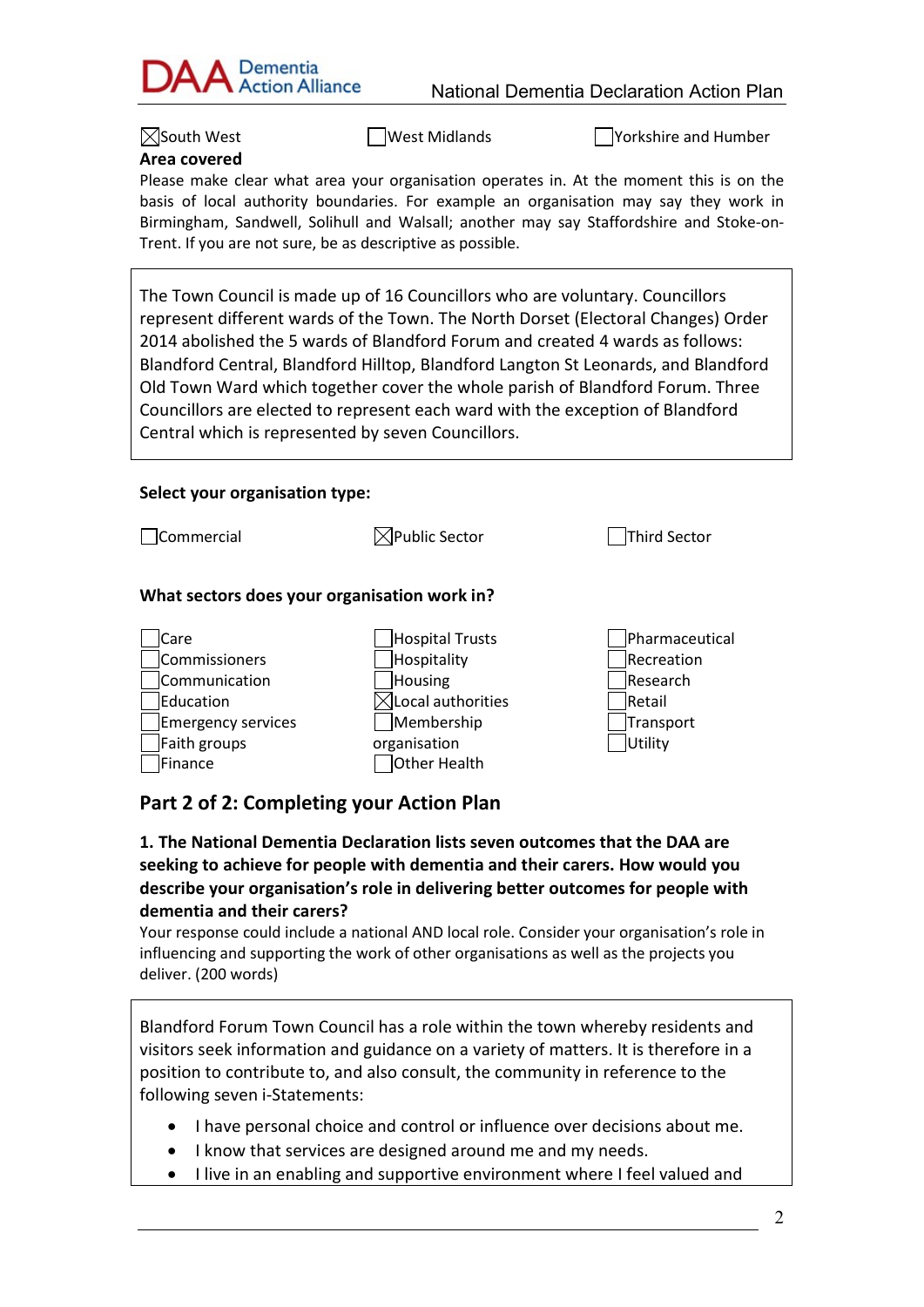☒South West ☐West Midlands ☐Yorkshire and Humber

**Area covered**

Please make clear what area your organisation operates in. At the moment this is on the basis of local authority boundaries. For example an organisation may say they work in Birmingham, Sandwell, Solihull and Walsall; another may say Staffordshire and Stoke-on-Trent. If you are not sure, be as descriptive as possible.

The Town Council is made up of 16 Councillors who are voluntary. Councillors represent different wards of the Town. The North Dorset (Electoral Changes) Order 2014 abolished the 5 wards of Blandford Forum and created 4 wards as follows: Blandford Central, Blandford Hilltop, Blandford Langton St Leonards, and Blandford Old Town Ward which together cover the whole parish of Blandford Forum. Three Councillors are elected to represent each ward with the exception of Blandford Central which is represented by seven Councillors.

**Select your organisation type:**

☐Commercial ☒Public Sector ☐Third Sector

**What sectors does your organisation work in?**

☐Care
☐Commissioners
☐Communication
☐Education
☐Emergency services
☐Faith groups
☐Finance
☐Hospital Trusts
☐Hospitality
☐Housing
☒Local authorities
☐Membership organisation
☐Other Health
☐Pharmaceutical
☐Recreation
☐Research
☐Retail
☐Transport
☐Utility

## Part 2 of 2: Completing your Action Plan

**1. The National Dementia Declaration lists seven outcomes that the DAA are seeking to achieve for people with dementia and their carers. How would you describe your organisation's role in delivering better outcomes for people with dementia and their carers?**

Your response could include a national AND local role. Consider your organisation's role in influencing and supporting the work of other organisations as well as the projects you deliver. (200 words)

Blandford Forum Town Council has a role within the town whereby residents and visitors seek information and guidance on a variety of matters. It is therefore in a position to contribute to, and also consult, the community in reference to the following seven i-Statements:

- I have personal choice and control or influence over decisions about me.
- I know that services are designed around me and my needs.
- I live in an enabling and supportive environment where I feel valued and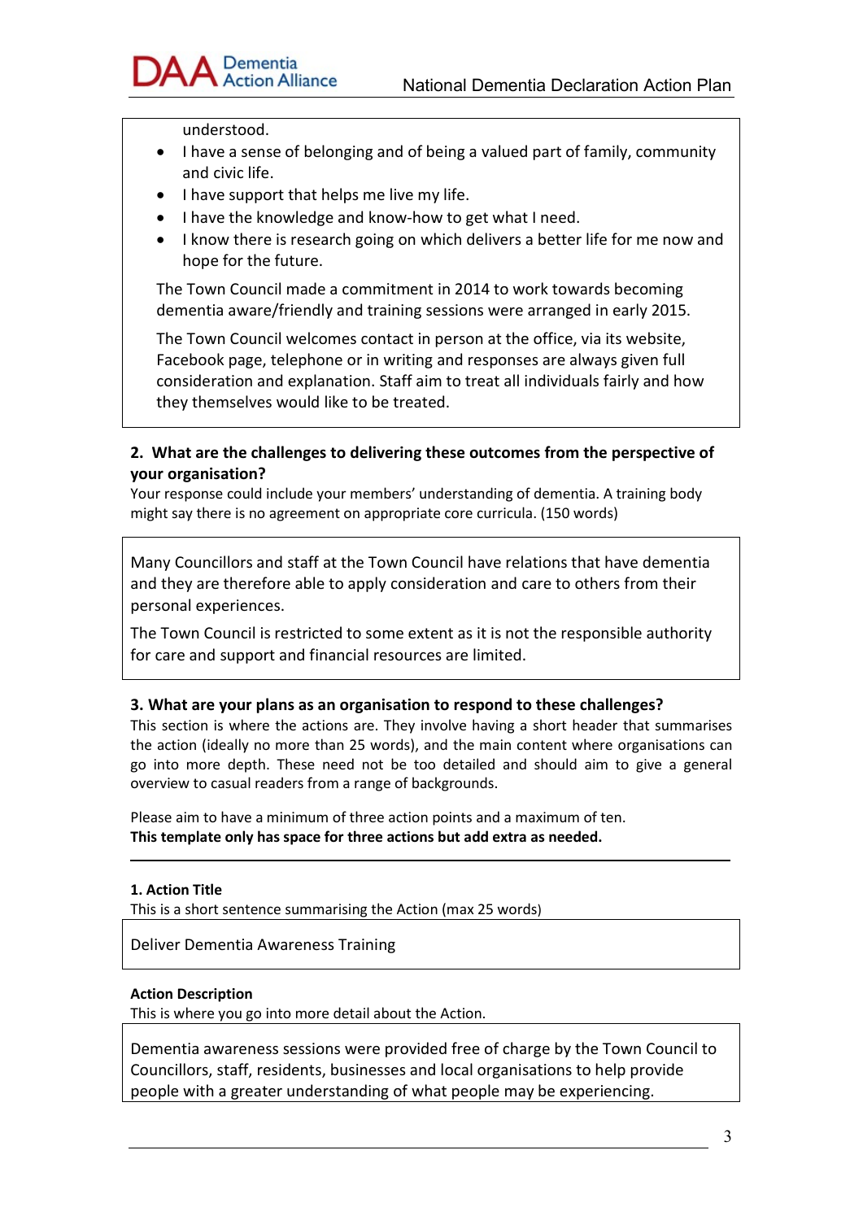understood.

- I have a sense of belonging and of being a valued part of family, community and civic life.
- I have support that helps me live my life.
- I have the knowledge and know-how to get what I need.
- I know there is research going on which delivers a better life for me now and hope for the future.

The Town Council made a commitment in 2014 to work towards becoming dementia aware/friendly and training sessions were arranged in early 2015.

The Town Council welcomes contact in person at the office, via its website, Facebook page, telephone or in writing and responses are always given full consideration and explanation. Staff aim to treat all individuals fairly and how they themselves would like to be treated.

**2. What are the challenges to delivering these outcomes from the perspective of your organisation?**

Your response could include your members' understanding of dementia. A training body might say there is no agreement on appropriate core curricula. (150 words)

Many Councillors and staff at the Town Council have relations that have dementia and they are therefore able to apply consideration and care to others from their personal experiences.

The Town Council is restricted to some extent as it is not the responsible authority for care and support and financial resources are limited.

**3. What are your plans as an organisation to respond to these challenges?**

This section is where the actions are. They involve having a short header that summarises the action (ideally no more than 25 words), and the main content where organisations can go into more depth. These need not be too detailed and should aim to give a general overview to casual readers from a range of backgrounds.

Please aim to have a minimum of three action points and a maximum of ten.
**This template only has space for three actions but add extra as needed.**

---

**1. Action Title**

This is a short sentence summarising the Action (max 25 words)

Deliver Dementia Awareness Training

**Action Description**

This is where you go into more detail about the Action.

Dementia awareness sessions were provided free of charge by the Town Council to Councillors, staff, residents, businesses and local organisations to help provide people with a greater understanding of what people may be experiencing.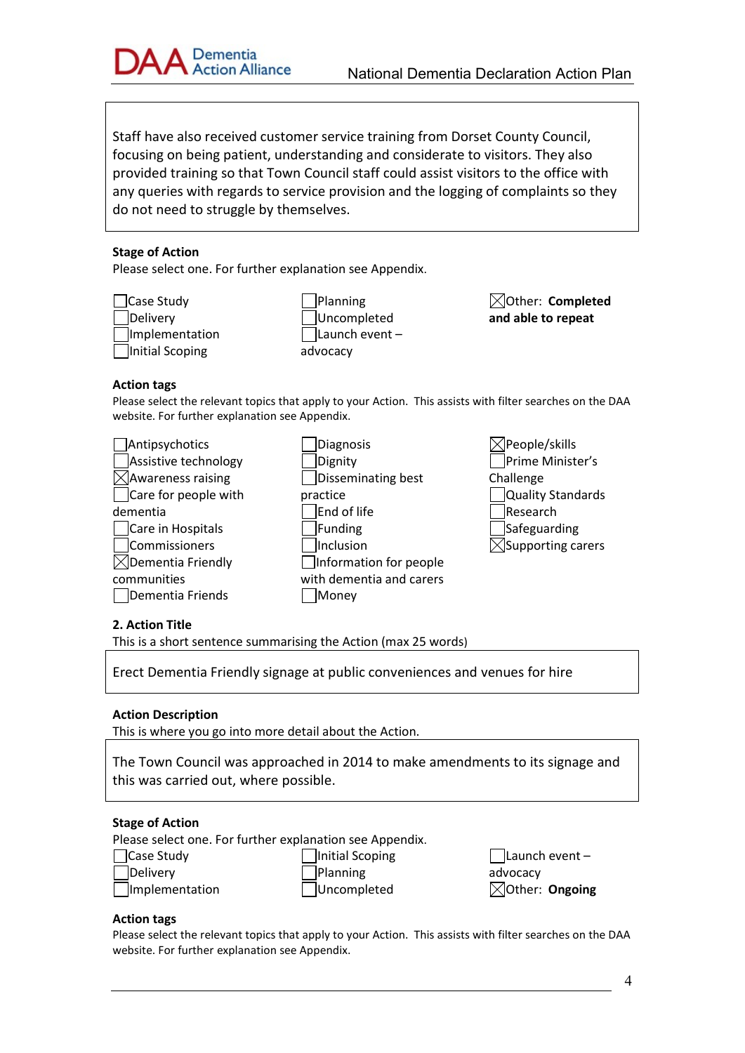Staff have also received customer service training from Dorset County Council, focusing on being patient, understanding and considerate to visitors. They also provided training so that Town Council staff could assist visitors to the office with any queries with regards to service provision and the logging of complaints so they do not need to struggle by themselves.

**Stage of Action**

Please select one. For further explanation see Appendix.

- ☐ Case Study
- ☐ Delivery
- ☐ Implementation
- ☐ Initial Scoping
- ☐ Planning
- ☐ Uncompleted
- ☐ Launch event – advocacy
- ☒ Other: **Completed and able to repeat**

**Action tags**

Please select the relevant topics that apply to your Action. This assists with filter searches on the DAA website. For further explanation see Appendix.

- ☐ Antipsychotics
- ☐ Assistive technology
- ☒ Awareness raising
- ☐ Care for people with dementia
- ☐ Care in Hospitals
- ☐ Commissioners
- ☒ Dementia Friendly communities
- ☐ Dementia Friends
- ☐ Diagnosis
- ☐ Dignity
- ☐ Disseminating best practice
- ☐ End of life
- ☐ Funding
- ☐ Inclusion
- ☐ Information for people with dementia and carers
- ☐ Money
- ☒ People/skills
- ☐ Prime Minister's Challenge
- ☐ Quality Standards
- ☐ Research
- ☐ Safeguarding
- ☒ Supporting carers

**2. Action Title**

This is a short sentence summarising the Action (max 25 words)

Erect Dementia Friendly signage at public conveniences and venues for hire

**Action Description**

This is where you go into more detail about the Action.

The Town Council was approached in 2014 to make amendments to its signage and this was carried out, where possible.

**Stage of Action**

Please select one. For further explanation see Appendix.

- ☐ Case Study
- ☐ Delivery
- ☐ Implementation
- ☐ Initial Scoping
- ☐ Planning
- ☐ Uncompleted
- ☐ Launch event – advocacy
- ☒ Other: **Ongoing**

**Action tags**

Please select the relevant topics that apply to your Action. This assists with filter searches on the DAA website. For further explanation see Appendix.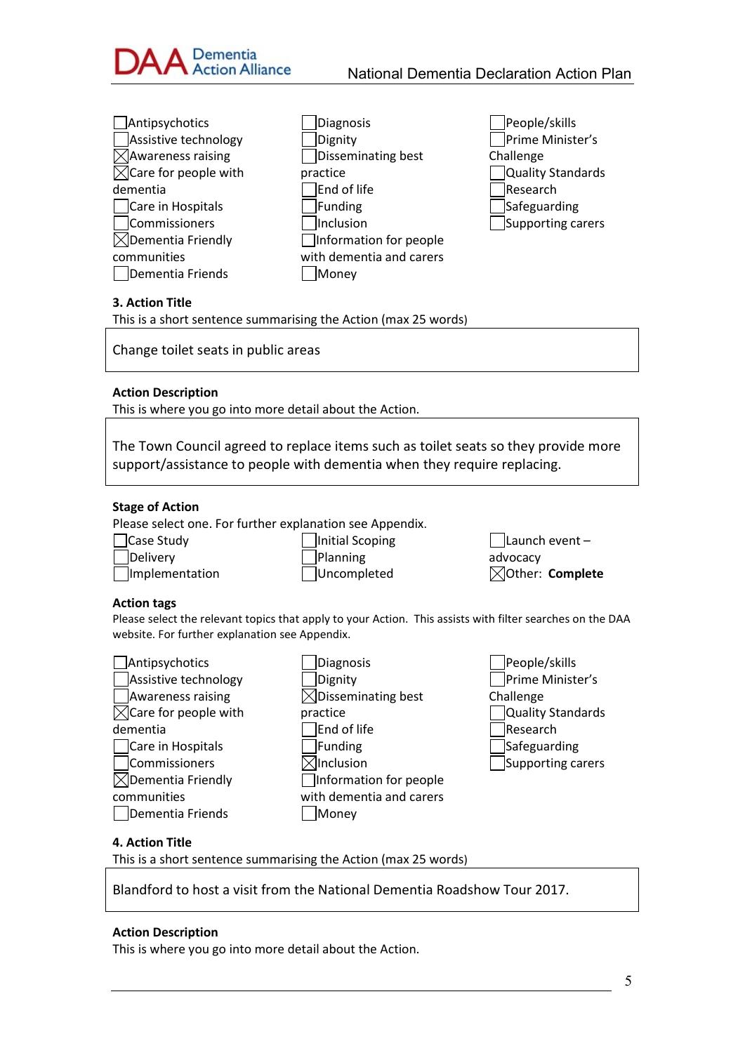- [ ] Antipsychotics
- [ ] Assistive technology
- [x] Awareness raising
- [x] Care for people with dementia
- [ ] Care in Hospitals
- [ ] Commissioners
- [x] Dementia Friendly communities
- [ ] Dementia Friends
- [ ] Diagnosis
- [ ] Dignity
- [ ] Disseminating best practice
- [ ] End of life
- [ ] Funding
- [ ] Inclusion
- [ ] Information for people with dementia and carers
- [ ] Money
- [ ] People/skills
- [ ] Prime Minister's Challenge
- [ ] Quality Standards
- [ ] Research
- [ ] Safeguarding
- [ ] Supporting carers

**3. Action Title**

This is a short sentence summarising the Action (max 25 words)

Change toilet seats in public areas

**Action Description**

This is where you go into more detail about the Action.

The Town Council agreed to replace items such as toilet seats so they provide more support/assistance to people with dementia when they require replacing.

**Stage of Action**

Please select one. For further explanation see Appendix.

- [ ] Case Study
- [ ] Delivery
- [ ] Implementation
- [ ] Initial Scoping
- [ ] Planning
- [ ] Uncompleted
- [ ] Launch event – advocacy
- [x] Other: **Complete**

**Action tags**

Please select the relevant topics that apply to your Action. This assists with filter searches on the DAA website. For further explanation see Appendix.

- [ ] Antipsychotics
- [ ] Assistive technology
- [ ] Awareness raising
- [x] Care for people with dementia
- [ ] Care in Hospitals
- [ ] Commissioners
- [x] Dementia Friendly communities
- [ ] Dementia Friends
- [ ] Diagnosis
- [ ] Dignity
- [x] Disseminating best practice
- [ ] End of life
- [ ] Funding
- [x] Inclusion
- [ ] Information for people with dementia and carers
- [ ] Money
- [ ] People/skills
- [ ] Prime Minister's Challenge
- [ ] Quality Standards
- [ ] Research
- [ ] Safeguarding
- [ ] Supporting carers

**4. Action Title**

This is a short sentence summarising the Action (max 25 words)

Blandford to host a visit from the National Dementia Roadshow Tour 2017.

**Action Description**

This is where you go into more detail about the Action.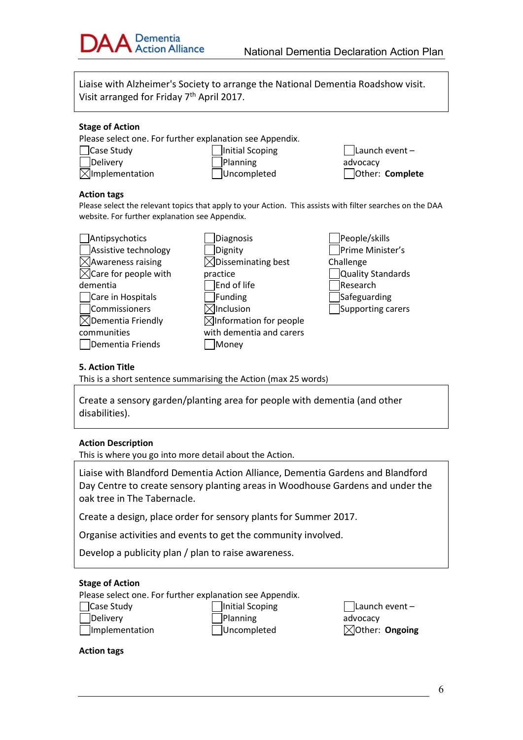Liaise with Alzheimer's Society to arrange the National Dementia Roadshow visit. Visit arranged for Friday 7th April 2017.

**Stage of Action**

Please select one. For further explanation see Appendix.

☐ Case Study
☐ Delivery
☒ Implementation
☐ Initial Scoping
☐ Planning
☐ Uncompleted
☐ Launch event – advocacy
☐ Other: **Complete**

**Action tags**

Please select the relevant topics that apply to your Action. This assists with filter searches on the DAA website. For further explanation see Appendix.

☐ Antipsychotics
☐ Assistive technology
☒ Awareness raising
☒ Care for people with dementia
☐ Care in Hospitals
☐ Commissioners
☒ Dementia Friendly communities
☐ Dementia Friends
☐ Diagnosis
☐ Dignity
☒ Disseminating best practice
☐ End of life
☐ Funding
☒ Inclusion
☒ Information for people with dementia and carers
☐ Money
☐ People/skills
☐ Prime Minister's Challenge
☐ Quality Standards
☐ Research
☐ Safeguarding
☐ Supporting carers

**5. Action Title**

This is a short sentence summarising the Action (max 25 words)

Create a sensory garden/planting area for people with dementia (and other disabilities).

**Action Description**

This is where you go into more detail about the Action.

Liaise with Blandford Dementia Action Alliance, Dementia Gardens and Blandford Day Centre to create sensory planting areas in Woodhouse Gardens and under the oak tree in The Tabernacle.

Create a design, place order for sensory plants for Summer 2017.

Organise activities and events to get the community involved.

Develop a publicity plan / plan to raise awareness.

**Stage of Action**

Please select one. For further explanation see Appendix.

☐ Case Study
☐ Delivery
☐ Implementation
☐ Initial Scoping
☐ Planning
☐ Uncompleted
☐ Launch event – advocacy
☒ Other: **Ongoing**

**Action tags**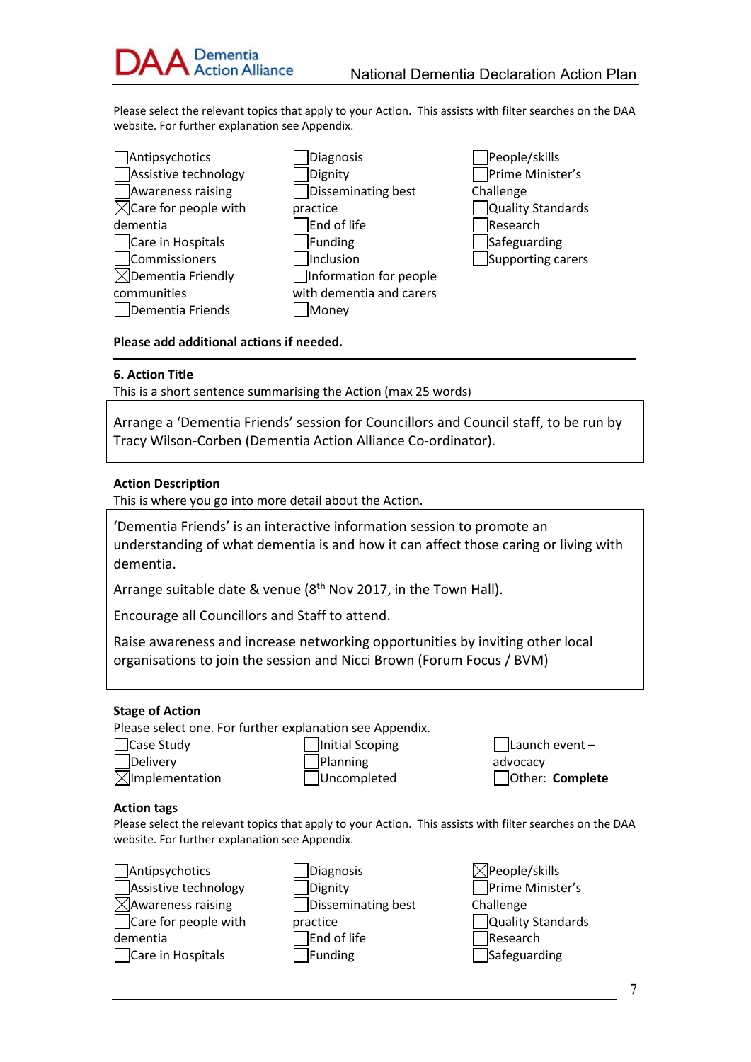Please select the relevant topics that apply to your Action. This assists with filter searches on the DAA website. For further explanation see Appendix.

- ☐ Antipsychotics
- ☐ Assistive technology
- ☐ Awareness raising
- ☒ Care for people with dementia
- ☐ Care in Hospitals
- ☐ Commissioners
- ☒ Dementia Friendly communities
- ☐ Dementia Friends
- ☐ Diagnosis
- ☐ Dignity
- ☐ Disseminating best practice
- ☐ End of life
- ☐ Funding
- ☐ Inclusion
- ☐ Information for people with dementia and carers
- ☐ Money
- ☐ People/skills
- ☐ Prime Minister's Challenge
- ☐ Quality Standards
- ☐ Research
- ☐ Safeguarding
- ☐ Supporting carers

**Please add additional actions if needed.**

---

**6. Action Title**

This is a short sentence summarising the Action (max 25 words)

> Arrange a 'Dementia Friends' session for Councillors and Council staff, to be run by Tracy Wilson-Corben (Dementia Action Alliance Co-ordinator).

**Action Description**

This is where you go into more detail about the Action.

> 'Dementia Friends' is an interactive information session to promote an understanding of what dementia is and how it can affect those caring or living with dementia.
>
> Arrange suitable date & venue (8th Nov 2017, in the Town Hall).
>
> Encourage all Councillors and Staff to attend.
>
> Raise awareness and increase networking opportunities by inviting other local organisations to join the session and Nicci Brown (Forum Focus / BVM)

**Stage of Action**

Please select one. For further explanation see Appendix.

- ☐ Case Study
- ☐ Delivery
- ☒ Implementation
- ☐ Initial Scoping
- ☐ Planning
- ☐ Uncompleted
- ☐ Launch event – advocacy
- ☐ Other: **Complete**

**Action tags**

Please select the relevant topics that apply to your Action. This assists with filter searches on the DAA website. For further explanation see Appendix.

- ☐ Antipsychotics
- ☐ Assistive technology
- ☒ Awareness raising
- ☐ Care for people with dementia
- ☐ Care in Hospitals
- ☐ Diagnosis
- ☐ Dignity
- ☐ Disseminating best practice
- ☐ End of life
- ☐ Funding
- ☒ People/skills
- ☐ Prime Minister's Challenge
- ☐ Quality Standards
- ☐ Research
- ☐ Safeguarding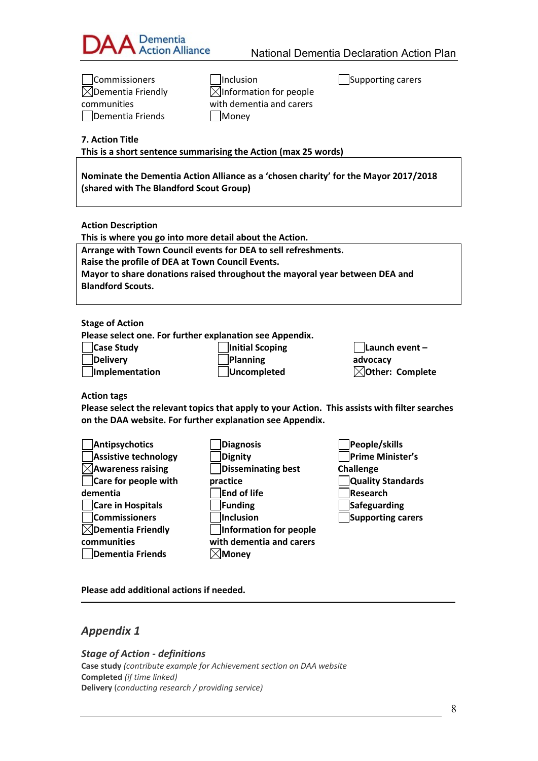☐Commissioners
☒Dementia Friendly communities
☐Dementia Friends
☐Inclusion
☒Information for people with dementia and carers
☐Money
☐Supporting carers

**7. Action Title**

**This is a short sentence summarising the Action (max 25 words)**

| **Nominate the Dementia Action Alliance as a 'chosen charity' for the Mayor 2017/2018 (shared with The Blandford Scout Group)** |
|---|

**Action Description**

**This is where you go into more detail about the Action.**

| **Arrange with Town Council events for DEA to sell refreshments.**<br>**Raise the profile of DEA at Town Council Events.**<br>**Mayor to share donations raised throughout the mayoral year between DEA and Blandford Scouts.** |
|---|

**Stage of Action**

**Please select one. For further explanation see Appendix.**

☐**Case Study**
☐**Delivery**
☐**Implementation**
☐**Initial Scoping**
☐**Planning**
☐**Uncompleted**
☐**Launch event – advocacy**
☒**Other: Complete**

**Action tags**

**Please select the relevant topics that apply to your Action. This assists with filter searches on the DAA website. For further explanation see Appendix.**

☐**Antipsychotics**
☐**Assistive technology**
☒**Awareness raising**
☐**Care for people with dementia**
☐**Care in Hospitals**
☐**Commissioners**
☒**Dementia Friendly communities**
☐**Dementia Friends**
☐**Diagnosis**
☐**Dignity**
☐**Disseminating best practice**
☐**End of life**
☐**Funding**
☐**Inclusion**
☐**Information for people with dementia and carers**
☒**Money**
☐**People/skills**
☐**Prime Minister's Challenge**
☐**Quality Standards**
☐**Research**
☐**Safeguarding**
☐**Supporting carers**

**Please add additional actions if needed.**

---

## *Appendix 1*

### *Stage of Action - definitions*

**Case study** *(contribute example for Achievement section on DAA website*

**Completed** *(if time linked)*

**Delivery** (*conducting research / providing service)*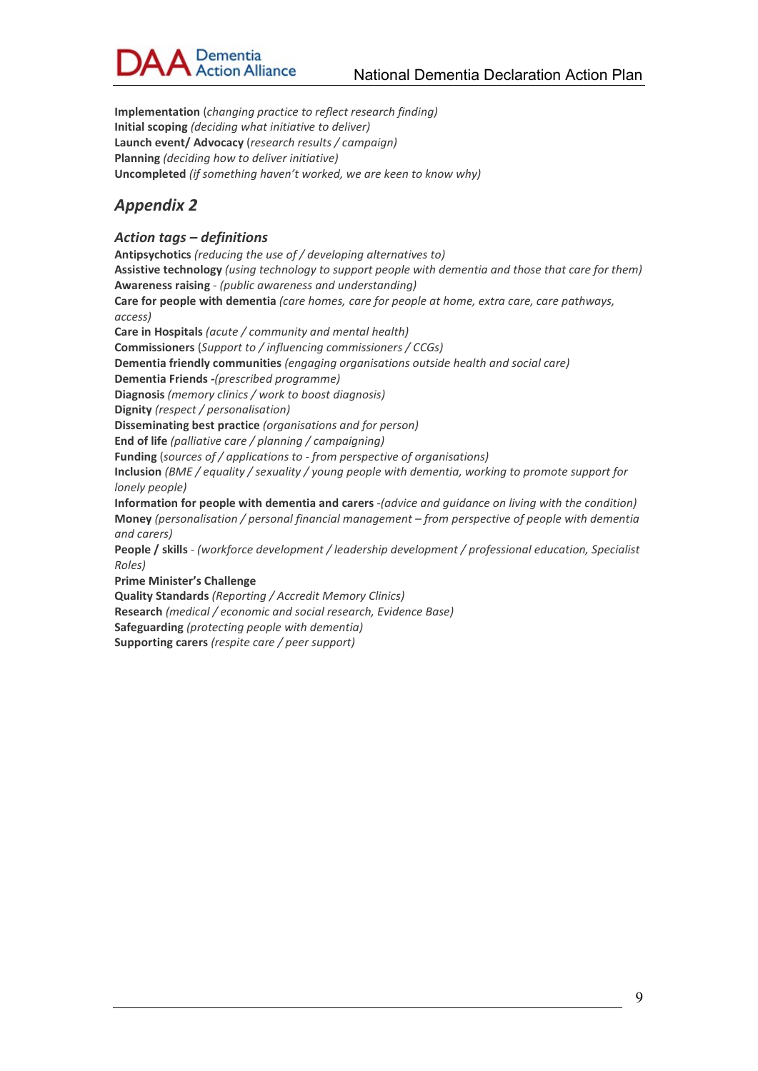**Implementation** (*changing practice to reflect research finding)*
**Initial scoping** *(deciding what initiative to deliver)*
**Launch event/ Advocacy** (*research results / campaign)*
**Planning** *(deciding how to deliver initiative)*
**Uncompleted** *(if something haven't worked, we are keen to know why)*

## *Appendix 2*

### *Action tags – definitions*

**Antipsychotics** *(reducing the use of / developing alternatives to)*
**Assistive technology** *(using technology to support people with dementia and those that care for them)*
**Awareness raising** - *(public awareness and understanding)*
**Care for people with dementia** *(care homes, care for people at home, extra care, care pathways, access)*
**Care in Hospitals** *(acute / community and mental health)*
**Commissioners** (*Support to / influencing commissioners / CCGs)*
**Dementia friendly communities** *(engaging organisations outside health and social care)*
**Dementia Friends** -*(prescribed programme)*
**Diagnosis** *(memory clinics / work to boost diagnosis)*
**Dignity** *(respect / personalisation)*
**Disseminating best practice** *(organisations and for person)*
**End of life** *(palliative care / planning / campaigning)*
**Funding** (*sources of / applications to - from perspective of organisations)*
**Inclusion** *(BME / equality / sexuality / young people with dementia, working to promote support for lonely people)*
**Information for people with dementia and carers** -*(advice and guidance on living with the condition)*
**Money** *(personalisation / personal financial management – from perspective of people with dementia and carers)*
**People / skills** - *(workforce development / leadership development / professional education, Specialist Roles)*
**Prime Minister's Challenge**
**Quality Standards** *(Reporting / Accredit Memory Clinics)*
**Research** *(medical / economic and social research, Evidence Base)*
**Safeguarding** *(protecting people with dementia)*
**Supporting carers** *(respite care / peer support)*